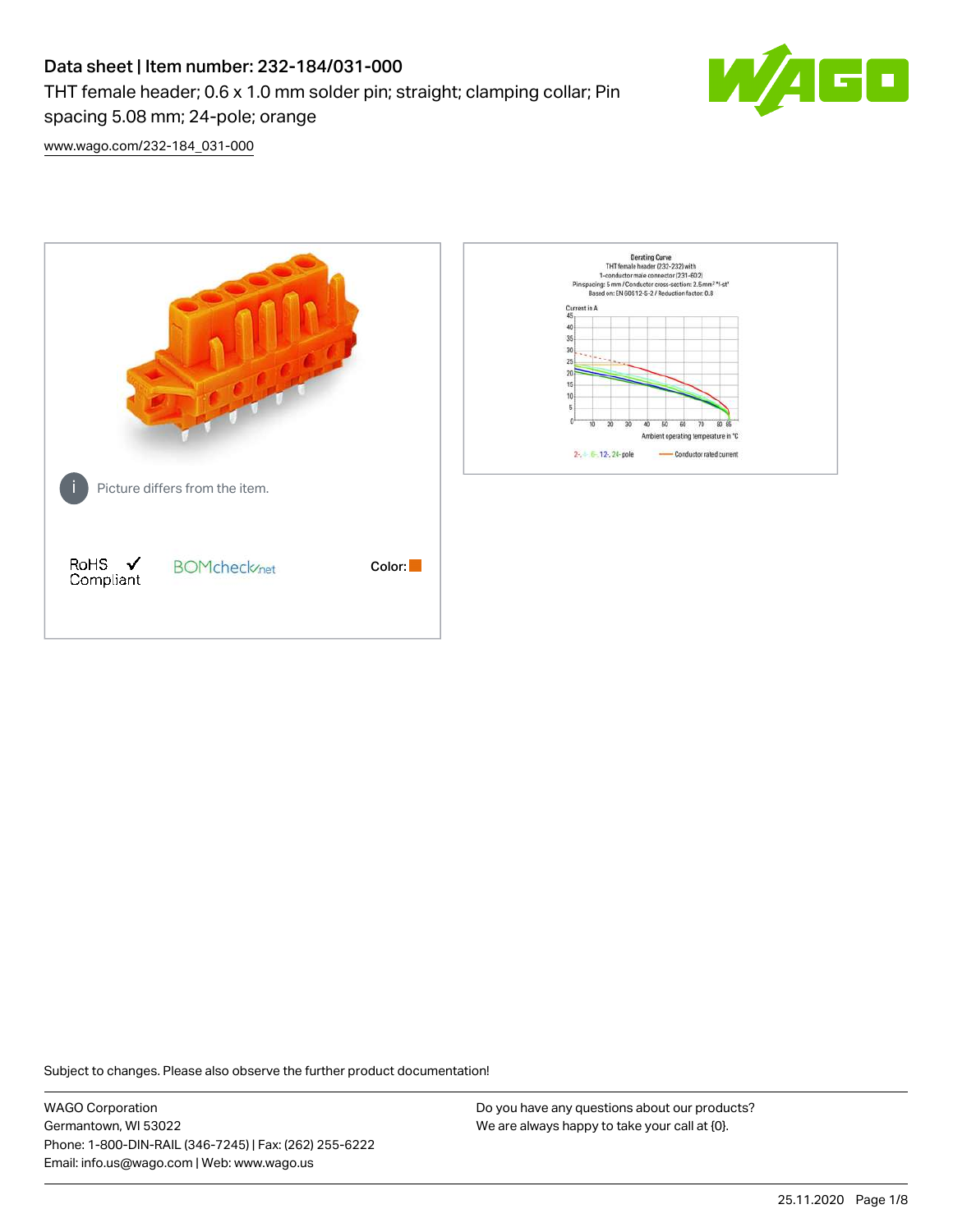# Data sheet | Item number: 232-184/031-000

THT female header; 0.6 x 1.0 mm solder pin; straight; clamping collar; Pin spacing 5.08 mm; 24-pole; orange

www.wago.com/232-184_031-000

Picture differs from the item.

RoHS Compliant

BOMcheck.net

Color:

Derating Curve
THT female header (232-232) with 1-conductor male connector (231-602)
Pin spacing: 5 mm / Conductor cross-section: 2.5mm² "f-st"
Based on: EN 60512-5-2 / Reduction factor: 0.8

Current in A

Ambient operating temperature in °C

2-, 4-, 6-, 12-, 24-pole — Conductor rated current

Subject to changes. Please also observe the further product documentation!

WAGO Corporation
Germantown, WI 53022
Phone: 1-800-DIN-RAIL (346-7245) | Fax: (262) 255-6222
Email: info.us@wago.com | Web: www.wago.us

Do you have any questions about our products?
We are always happy to take your call at {0}.

25.11.2020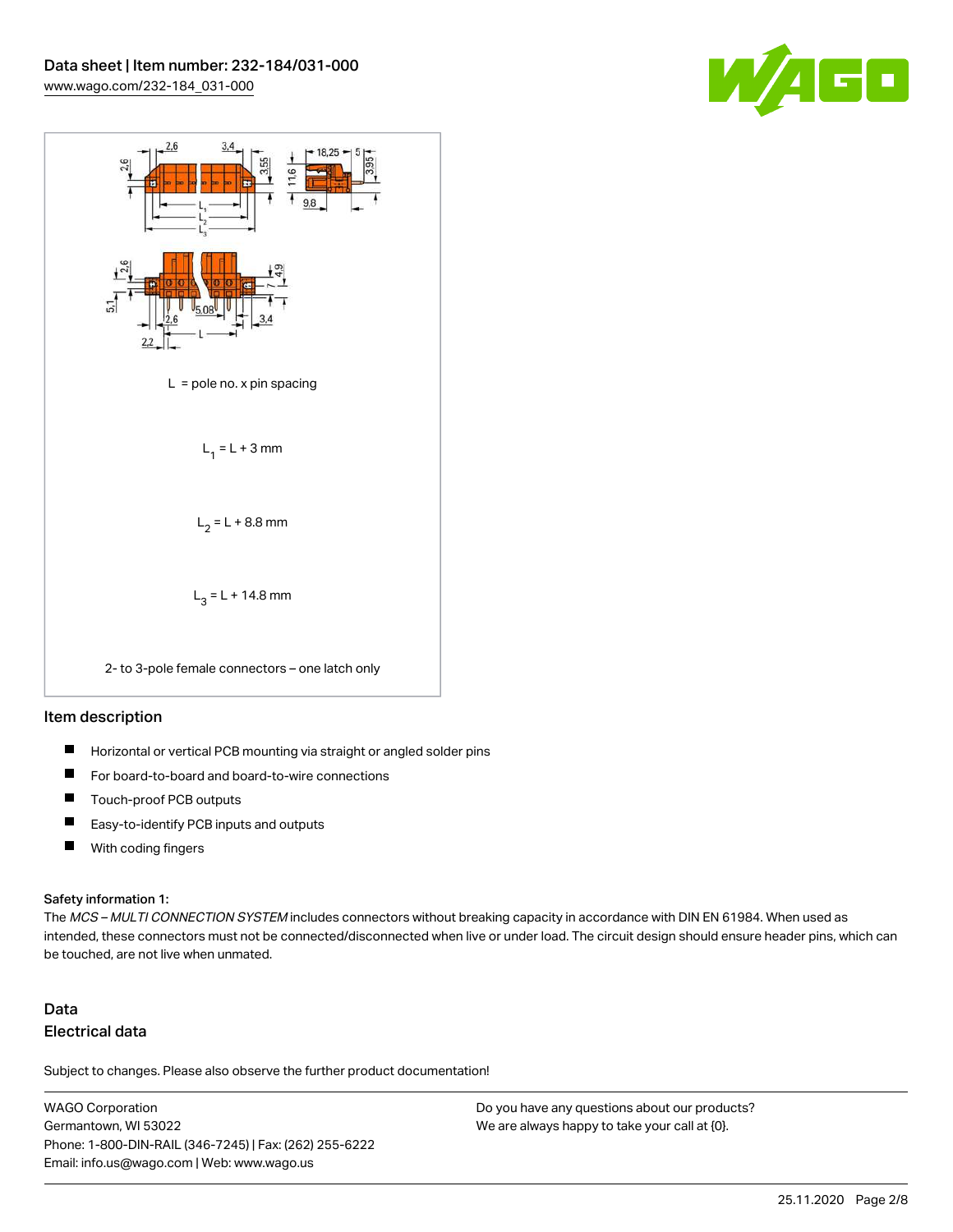L = pole no. x pin spacing

$L_1 = L + 3$ mm

$L_2 = L + 8.8$ mm

$L_3 = L + 14.8$ mm

2- to 3-pole female connectors – one latch only

## Item description

- Horizontal or vertical PCB mounting via straight or angled solder pins
- For board-to-board and board-to-wire connections
- Touch-proof PCB outputs
- Easy-to-identify PCB inputs and outputs
- With coding fingers

**Safety information 1:**
The *MCS – MULTI CONNECTION SYSTEM* includes connectors without breaking capacity in accordance with DIN EN 61984. When used as intended, these connectors must not be connected/disconnected when live or under load. The circuit design should ensure header pins, which can be touched, are not live when unmated.

## Data

### Electrical data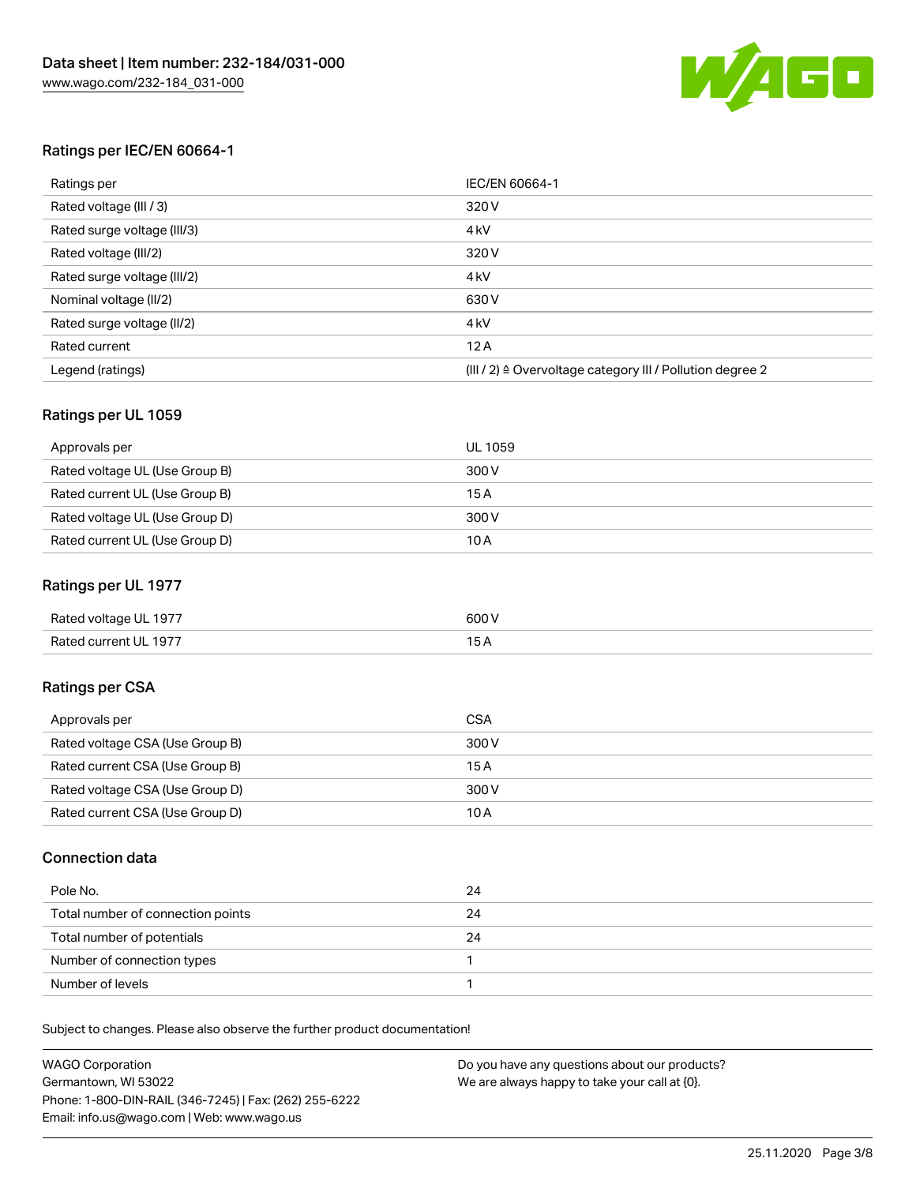## Ratings per IEC/EN 60664-1

| | |
|---|---|
| Ratings per | IEC/EN 60664-1 |
| Rated voltage (III / 3) | 320 V |
| Rated surge voltage (III/3) | 4 kV |
| Rated voltage (III/2) | 320 V |
| Rated surge voltage (III/2) | 4 kV |
| Nominal voltage (II/2) | 630 V |
| Rated surge voltage (II/2) | 4 kV |
| Rated current | 12 A |
| Legend (ratings) | (III / 2) ≙ Overvoltage category III / Pollution degree 2 |

## Ratings per UL 1059

| | |
|---|---|
| Approvals per | UL 1059 |
| Rated voltage UL (Use Group B) | 300 V |
| Rated current UL (Use Group B) | 15 A |
| Rated voltage UL (Use Group D) | 300 V |
| Rated current UL (Use Group D) | 10 A |

## Ratings per UL 1977

| | |
|---|---|
| Rated voltage UL 1977 | 600 V |
| Rated current UL 1977 | 15 A |

## Ratings per CSA

| | |
|---|---|
| Approvals per | CSA |
| Rated voltage CSA (Use Group B) | 300 V |
| Rated current CSA (Use Group B) | 15 A |
| Rated voltage CSA (Use Group D) | 300 V |
| Rated current CSA (Use Group D) | 10 A |

## Connection data

| | |
|---|---|
| Pole No. | 24 |
| Total number of connection points | 24 |
| Total number of potentials | 24 |
| Number of connection types | 1 |
| Number of levels | 1 |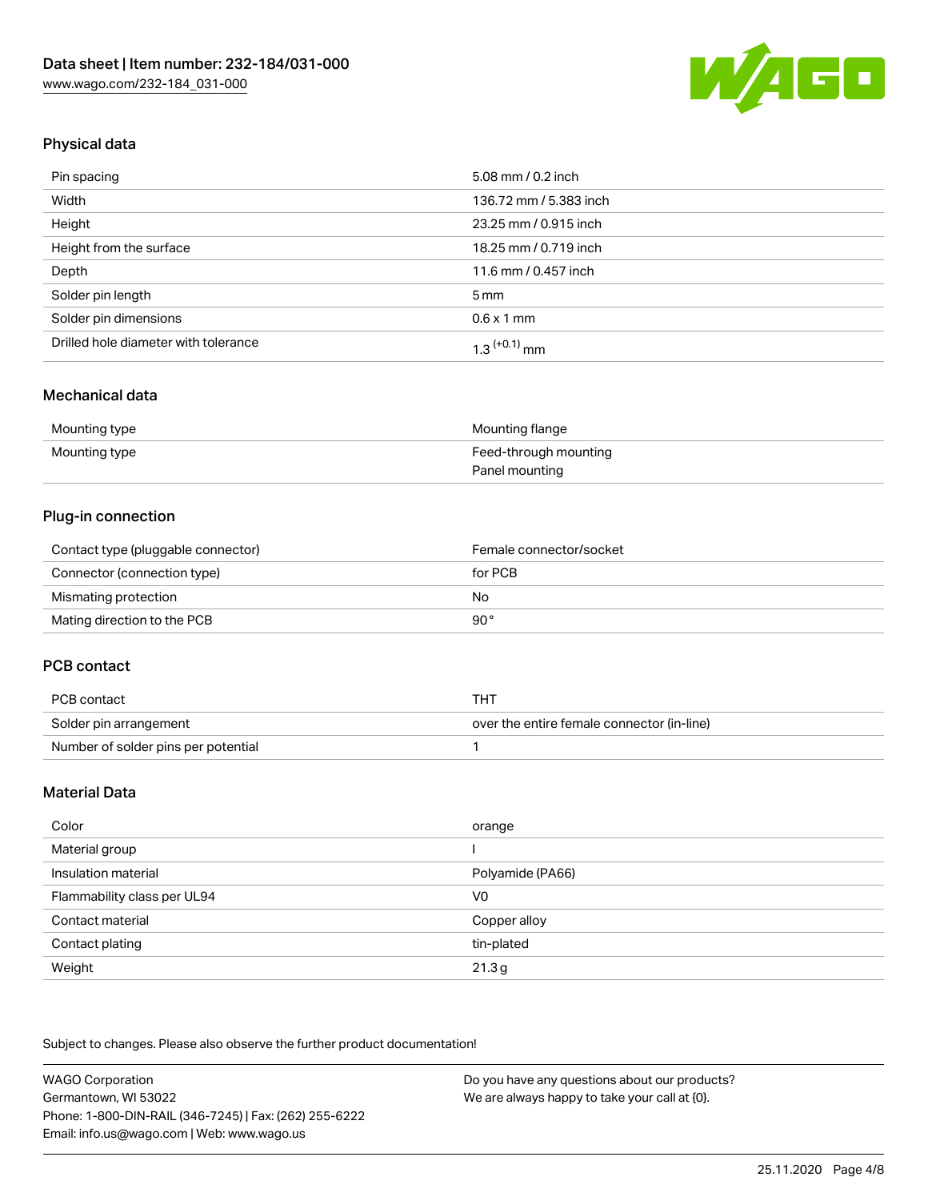## Physical data

| | |
|---|---|
| Pin spacing | 5.08 mm / 0.2 inch |
| Width | 136.72 mm / 5.383 inch |
| Height | 23.25 mm / 0.915 inch |
| Height from the surface | 18.25 mm / 0.719 inch |
| Depth | 11.6 mm / 0.457 inch |
| Solder pin length | 5 mm |
| Solder pin dimensions | 0.6 x 1 mm |
| Drilled hole diameter with tolerance | $1.3^{(+0.1)}$ mm |

## Mechanical data

| | |
|---|---|
| Mounting type | Mounting flange |
| Mounting type | Feed-through mounting<br>Panel mounting |

## Plug-in connection

| | |
|---|---|
| Contact type (pluggable connector) | Female connector/socket |
| Connector (connection type) | for PCB |
| Mismating protection | No |
| Mating direction to the PCB | 90 ° |

## PCB contact

| | |
|---|---|
| PCB contact | THT |
| Solder pin arrangement | over the entire female connector (in-line) |
| Number of solder pins per potential | 1 |

## Material Data

| | |
|---|---|
| Color | orange |
| Material group | I |
| Insulation material | Polyamide (PA66) |
| Flammability class per UL94 | V0 |
| Contact material | Copper alloy |
| Contact plating | tin-plated |
| Weight | 21.3 g |

Subject to changes. Please also observe the further product documentation!

WAGO Corporation
Germantown, WI 53022
Phone: 1-800-DIN-RAIL (346-7245) | Fax: (262) 255-6222
Email: info.us@wago.com | Web: www.wago.us

Do you have any questions about our products?
We are always happy to take your call at {0}.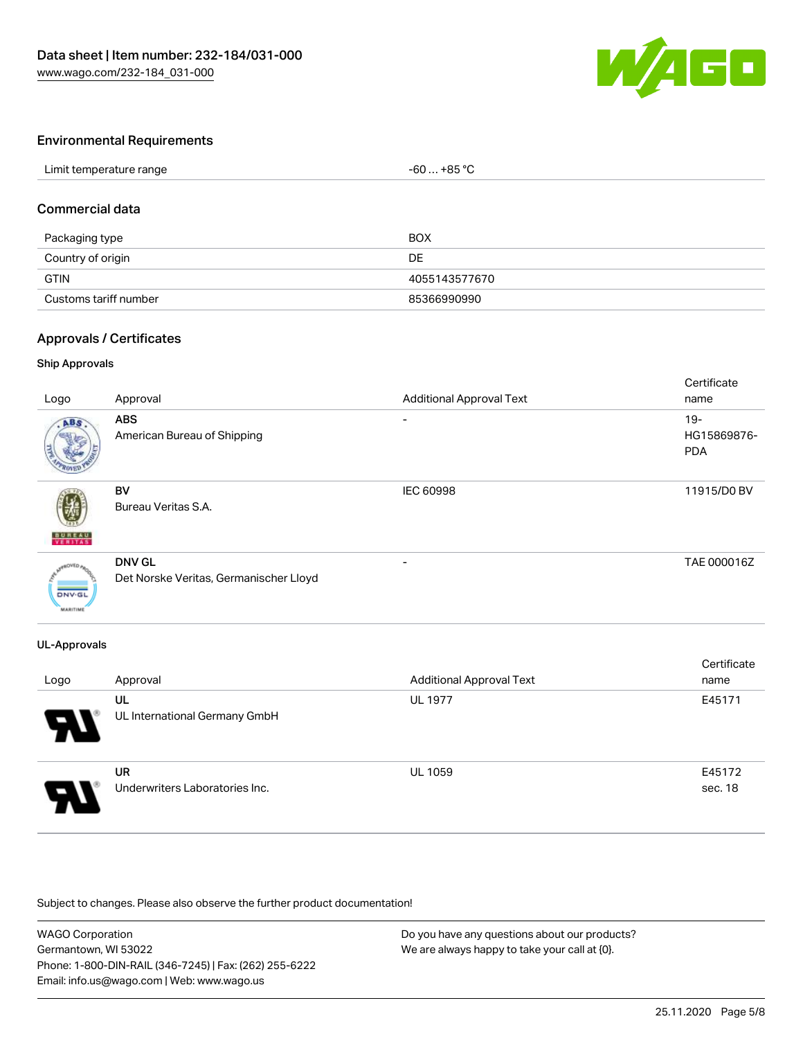## Environmental Requirements

| Limit temperature range | -60 … +85 °C |
| --- | --- |

## Commercial data

| Packaging type | BOX |
| --- | --- |
| Country of origin | DE |
| GTIN | 4055143577670 |
| Customs tariff number | 85366990990 |

## Approvals / Certificates

### Ship Approvals

| Logo | Approval | Additional Approval Text | Certificate name |
| --- | --- | --- | --- |
| | **ABS** American Bureau of Shipping | - | 19-HG15869876-PDA |
| | **BV** Bureau Veritas S.A. | IEC 60998 | 11915/D0 BV |
| | **DNV GL** Det Norske Veritas, Germanischer Lloyd | - | TAE 000016Z |

### UL-Approvals

| Logo | Approval | Additional Approval Text | Certificate name |
| --- | --- | --- | --- |
| | **UL** UL International Germany GmbH | UL 1977 | E45171 |
| | **UR** Underwriters Laboratories Inc. | UL 1059 | E45172 sec. 18 |

Subject to changes. Please also observe the further product documentation!

WAGO Corporation
Germantown, WI 53022
Phone: 1-800-DIN-RAIL (346-7245) | Fax: (262) 255-6222
Email: info.us@wago.com | Web: www.wago.us

Do you have any questions about our products?
We are always happy to take your call at {0}.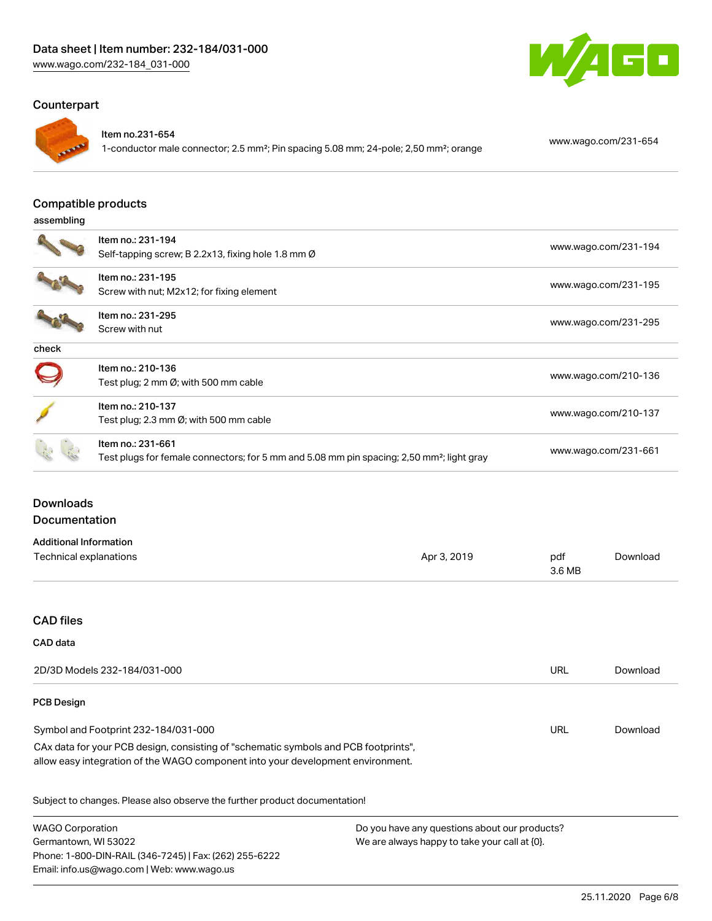## Counterpart

| Item | Link |
|---|---|
| Item no.231-654<br>1-conductor male connector; 2.5 mm²; Pin spacing 5.08 mm; 24-pole; 2,50 mm²; orange | www.wago.com/231-654 |

## Compatible products

### assembling

| Item | Link |
|---|---|
| Item no.: 231-194<br>Self-tapping screw; B 2.2x13, fixing hole 1.8 mm Ø | www.wago.com/231-194 |
| Item no.: 231-195<br>Screw with nut; M2x12; for fixing element | www.wago.com/231-195 |
| Item no.: 231-295<br>Screw with nut | www.wago.com/231-295 |

### check

| Item | Link |
|---|---|
| Item no.: 210-136<br>Test plug; 2 mm Ø; with 500 mm cable | www.wago.com/210-136 |
| Item no.: 210-137<br>Test plug; 2.3 mm Ø; with 500 mm cable | www.wago.com/210-137 |
| Item no.: 231-661<br>Test plugs for female connectors; for 5 mm and 5.08 mm pin spacing; 2,50 mm²; light gray | www.wago.com/231-661 |

## Downloads

### Documentation

#### Additional Information

| | | | |
|---|---|---|---|
| Technical explanations | Apr 3, 2019 | pdf<br>3.6 MB | Download |

### CAD files

#### CAD data

| | | |
|---|---|---|
| 2D/3D Models 232-184/031-000 | URL | Download |

#### PCB Design

| | | |
|---|---|---|
| Symbol and Footprint 232-184/031-000 | URL | Download |

CAx data for your PCB design, consisting of "schematic symbols and PCB footprints", allow easy integration of the WAGO component into your development environment.

Subject to changes. Please also observe the further product documentation!

WAGO Corporation
Germantown, WI 53022
Phone: 1-800-DIN-RAIL (346-7245) | Fax: (262) 255-6222
Email: info.us@wago.com | Web: www.wago.us

Do you have any questions about our products?
We are always happy to take your call at {0}.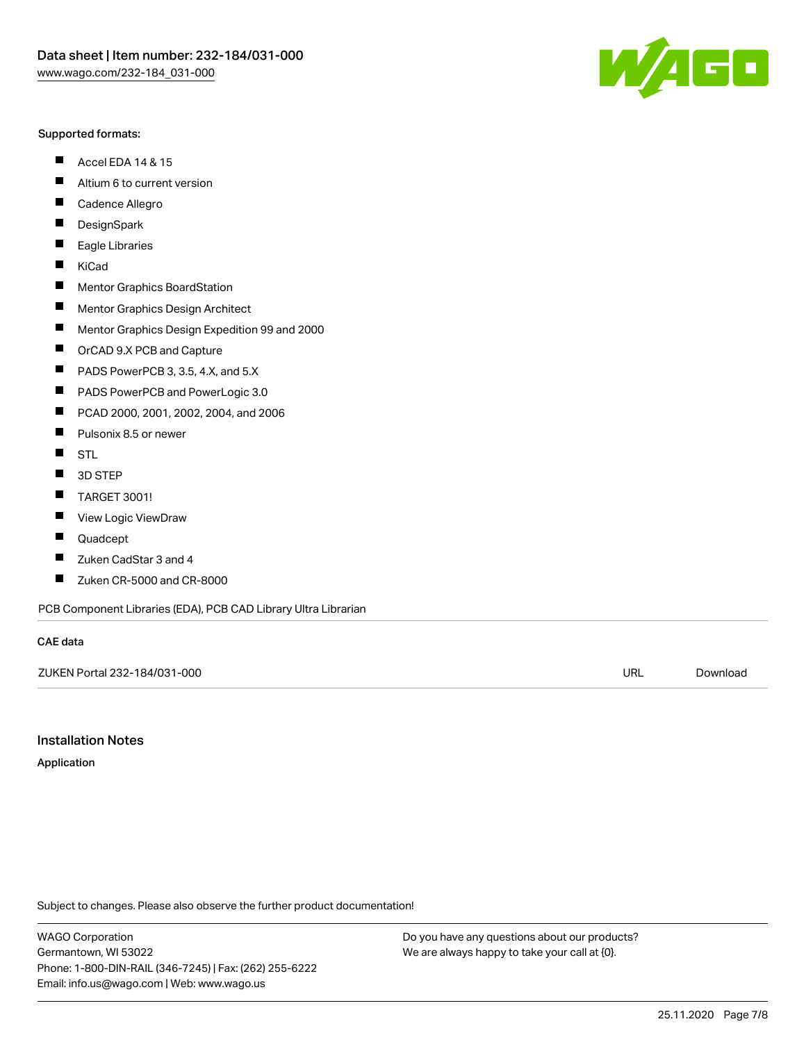Supported formats:

- Accel EDA 14 & 15
- Altium 6 to current version
- Cadence Allegro
- DesignSpark
- Eagle Libraries
- KiCad
- Mentor Graphics BoardStation
- Mentor Graphics Design Architect
- Mentor Graphics Design Expedition 99 and 2000
- OrCAD 9.X PCB and Capture
- PADS PowerPCB 3, 3.5, 4.X, and 5.X
- PADS PowerPCB and PowerLogic 3.0
- PCAD 2000, 2001, 2002, 2004, and 2006
- Pulsonix 8.5 or newer
- STL
- 3D STEP
- TARGET 3001!
- View Logic ViewDraw
- Quadcept
- Zuken CadStar 3 and 4
- Zuken CR-5000 and CR-8000

PCB Component Libraries (EDA), PCB CAD Library Ultra Librarian

**CAE data**

| | | |
|---|---|---|
| ZUKEN Portal 232-184/031-000 | URL | Download |

## Installation Notes

**Application**

Subject to changes. Please also observe the further product documentation!

WAGO Corporation
Germantown, WI 53022
Phone: 1-800-DIN-RAIL (346-7245) | Fax: (262) 255-6222
Email: info.us@wago.com | Web: www.wago.us

Do you have any questions about our products?
We are always happy to take your call at {0}.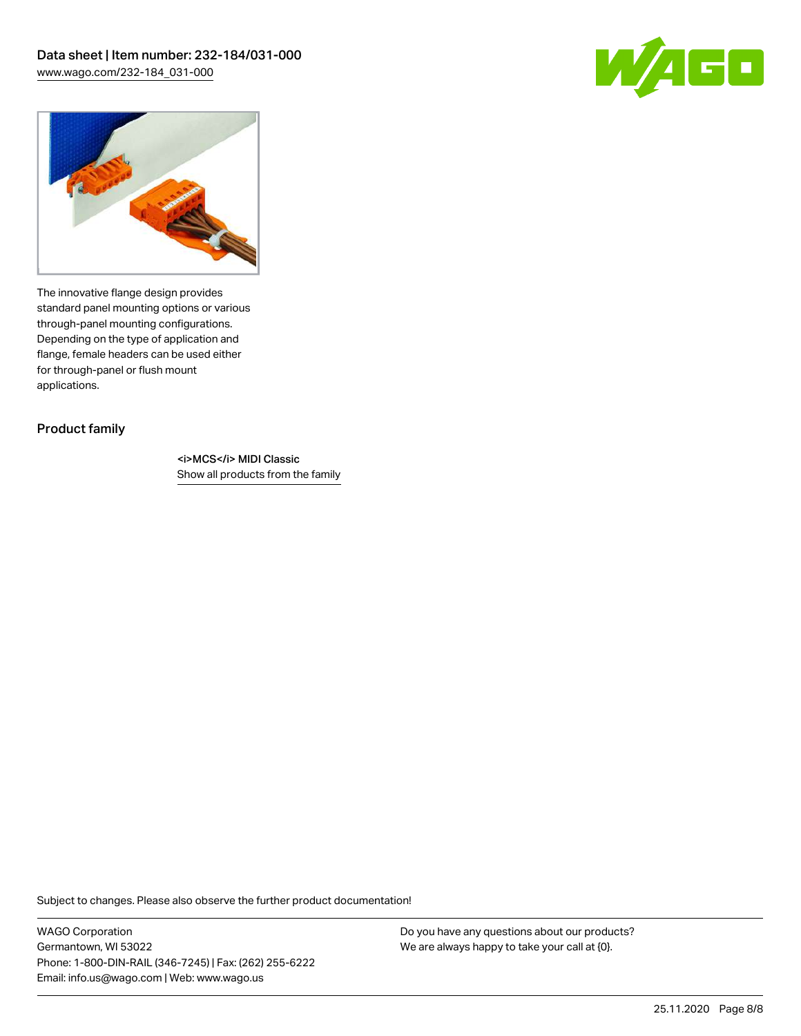The innovative flange design provides standard panel mounting options or various through-panel mounting configurations. Depending on the type of application and flange, female headers can be used either for through-panel or flush mount applications.

## Product family

<i>MCS</i> MIDI Classic
Show all products from the family

Subject to changes. Please also observe the further product documentation!

WAGO Corporation
Germantown, WI 53022
Phone: 1-800-DIN-RAIL (346-7245) | Fax: (262) 255-6222
Email: info.us@wago.com | Web: www.wago.us

Do you have any questions about our products?
We are always happy to take your call at {0}.